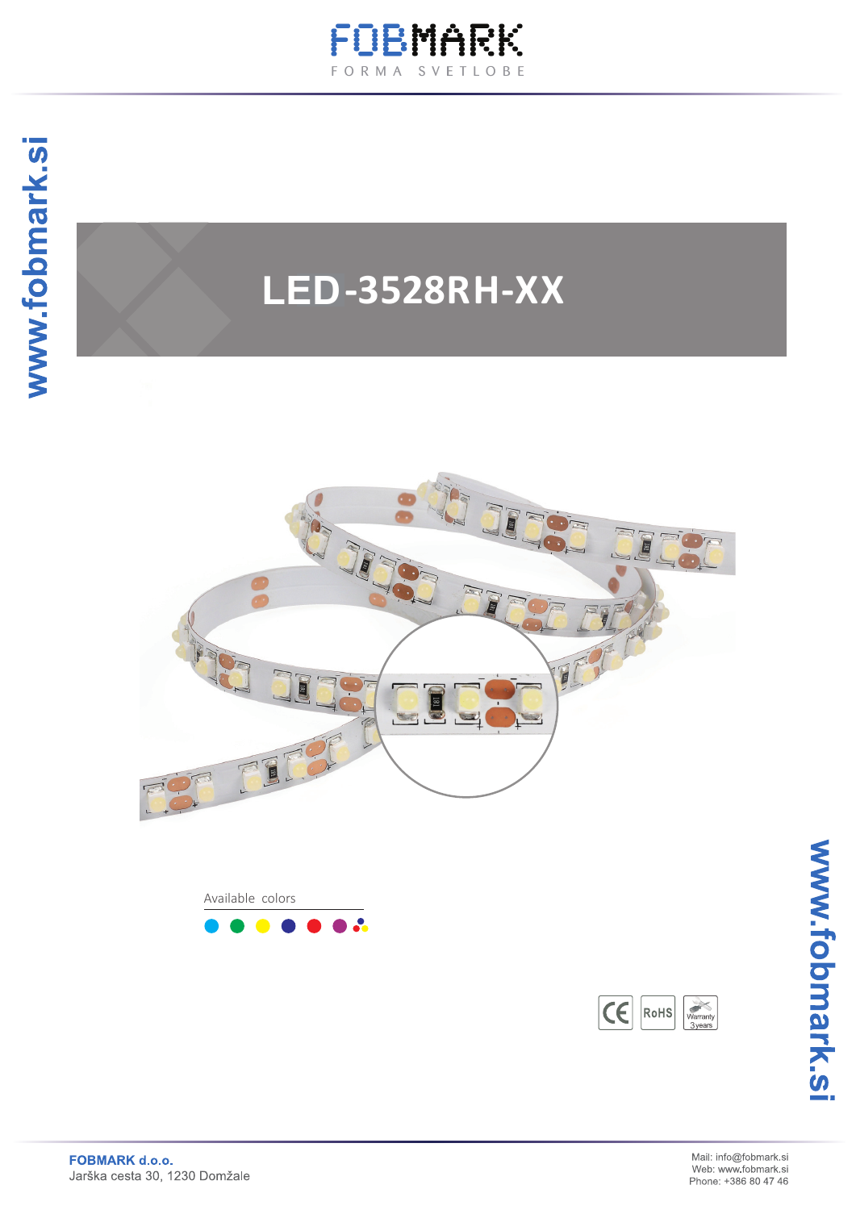# LED-3528RH-XX

Available colors

FOBMARK d.o.o.
Jarška cesta 30, 1230 Domžale

Mail: info@fobmark.si
Web: www.fobmark.si
Phone: +386 80 47 46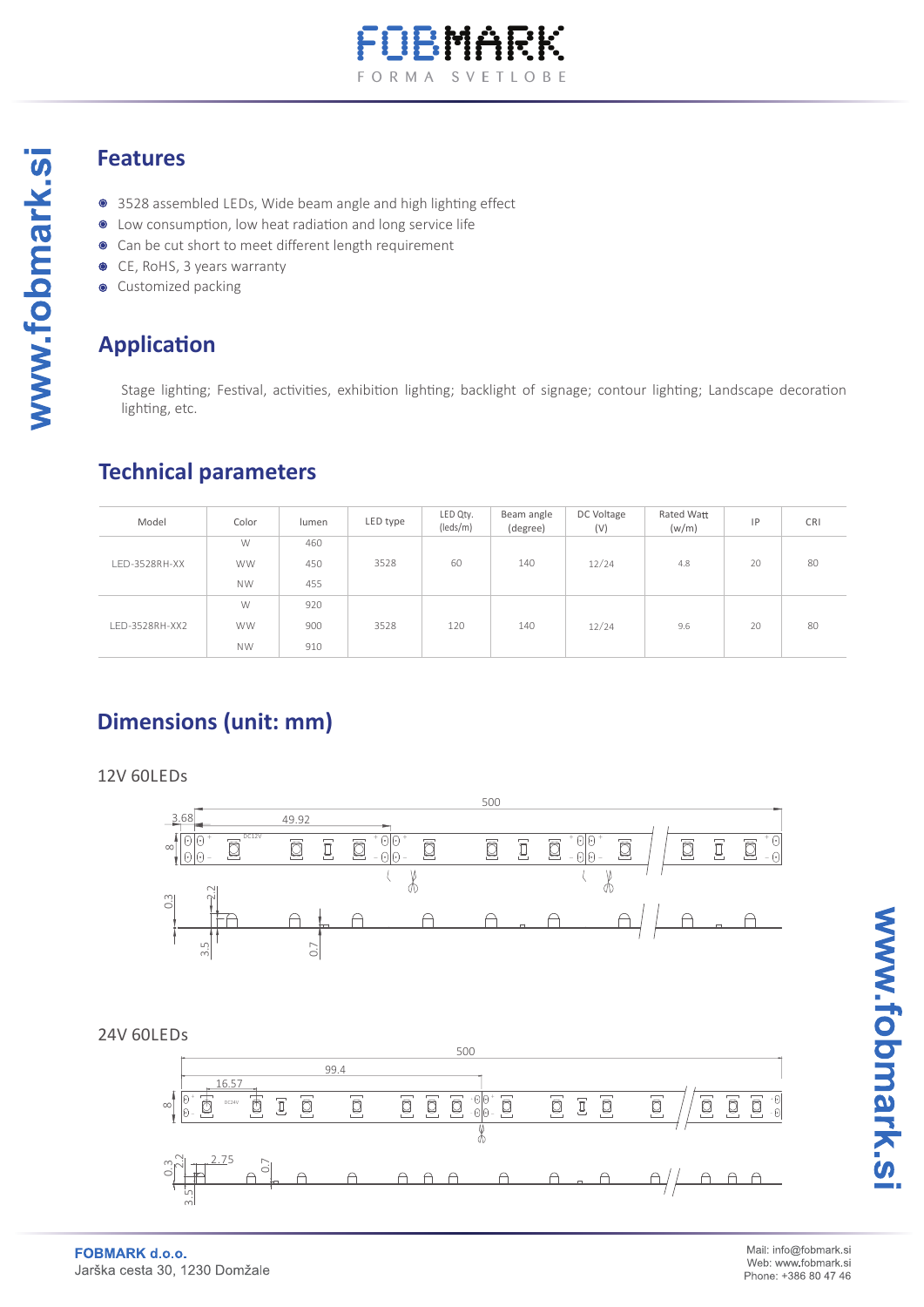## Features

- 3528 assembled LEDs, Wide beam angle and high lighting effect
- Low consumption, low heat radiation and long service life
- Can be cut short to meet different length requirement
- CE, RoHS, 3 years warranty
- Customized packing

## Application

Stage lighting; Festival, activities, exhibition lighting; backlight of signage; contour lighting; Landscape decoration lighting, etc.

## Technical parameters

| Model | Color | lumen | LED type | LED Qty. (leds/m) | Beam angle (degree) | DC Voltage (V) | Rated Watt (w/m) | IP | CRI |
|---|---|---|---|---|---|---|---|---|---|
| LED-3528RH-XX | W | 460 | 3528 | 60 | 140 | 12/24 | 4.8 | 20 | 80 |
| | WW | 450 | | | | | | | |
| | NW | 455 | | | | | | | |
| LED-3528RH-XX2 | W | 920 | 3528 | 120 | 140 | 12/24 | 9.6 | 20 | 80 |
| | WW | 900 | | | | | | | |
| | NW | 910 | | | | | | | |

## Dimensions (unit: mm)

12V 60LEDs

24V 60LEDs

FOBMARK d.o.o.
Jarška cesta 30, 1230 Domžale

Mail: info@fobmark.si
Web: www.fobmark.si
Phone: +386 80 47 46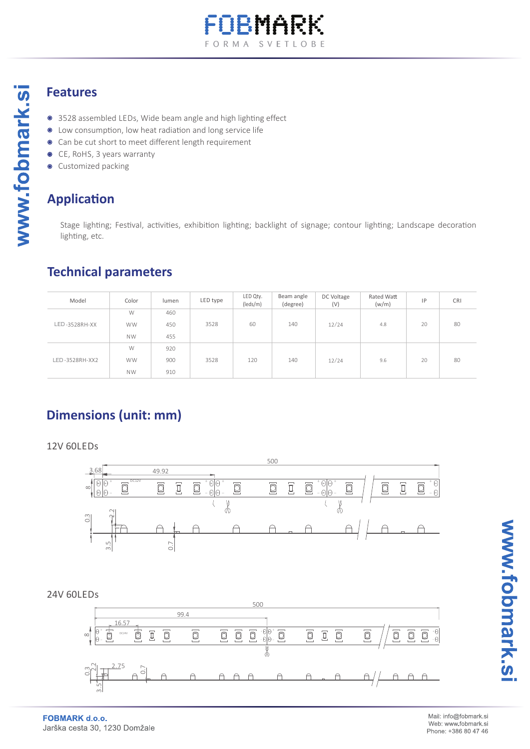## Features

- 3528 assembled LEDs, Wide beam angle and high lighting effect
- Low consumption, low heat radiation and long service life
- Can be cut short to meet different length requirement
- CE, RoHS, 3 years warranty
- Customized packing

## Application

Stage lighting; Festival, activities, exhibition lighting; backlight of signage; contour lighting; Landscape decoration lighting, etc.

## Technical parameters

| Model | Color | lumen | LED type | LED Qty. (leds/m) | Beam angle (degree) | DC Voltage (V) | Rated Watt (w/m) | IP | CRI |
|---|---|---|---|---|---|---|---|---|---|
| LED-3528RH-XX | W | 460 | 3528 | 60 | 140 | 12/24 | 4.8 | 20 | 80 |
| | WW | 450 | | | | | | | |
| | NW | 455 | | | | | | | |
| LED-3528RH-XX2 | W | 920 | 3528 | 120 | 140 | 12/24 | 9.6 | 20 | 80 |
| | WW | 900 | | | | | | | |
| | NW | 910 | | | | | | | |

## Dimensions (unit: mm)

12V 60LEDs

24V 60LEDs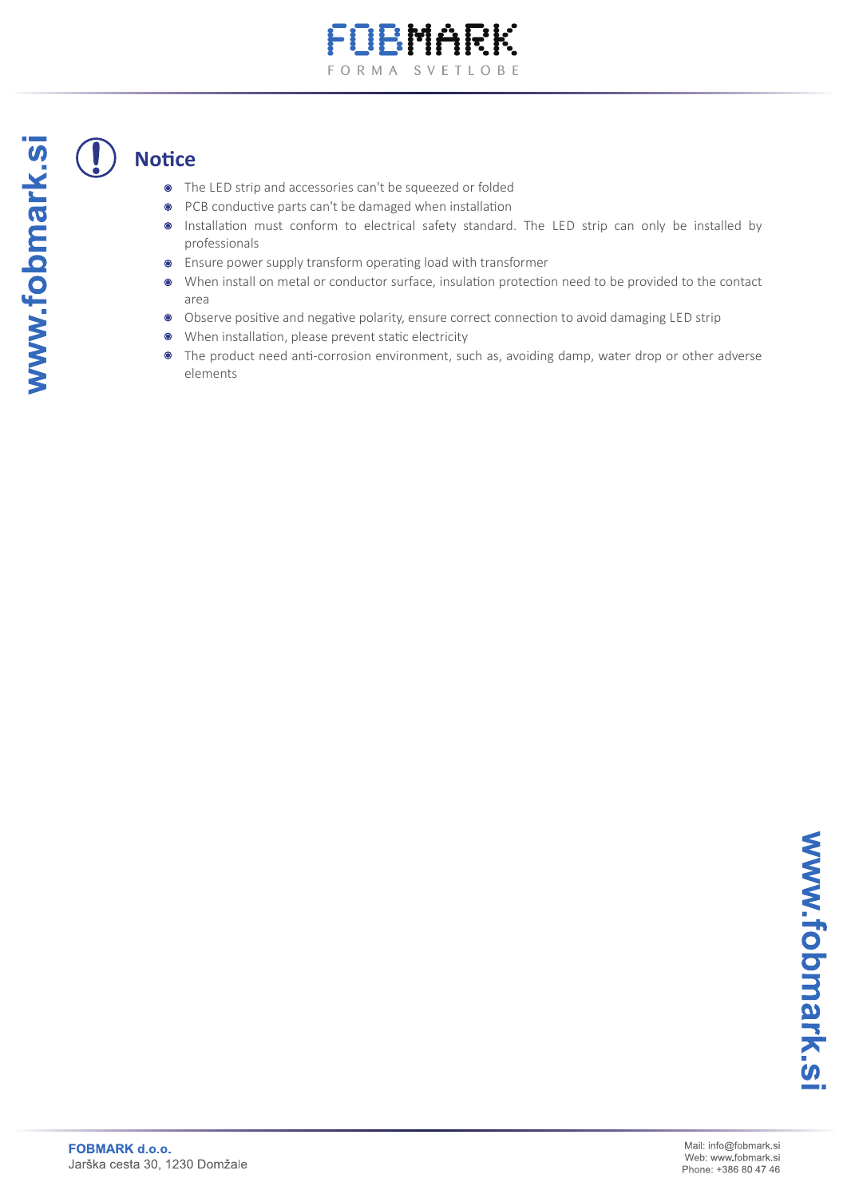## Notice

- The LED strip and accessories can't be squeezed or folded
- PCB conductive parts can't be damaged when installation
- Installation must conform to electrical safety standard. The LED strip can only be installed by professionals
- Ensure power supply transform operating load with transformer
- When install on metal or conductor surface, insulation protection need to be provided to the contact area
- Observe positive and negative polarity, ensure correct connection to avoid damaging LED strip
- When installation, please prevent static electricity
- The product need anti-corrosion environment, such as, avoiding damp, water drop or other adverse elements